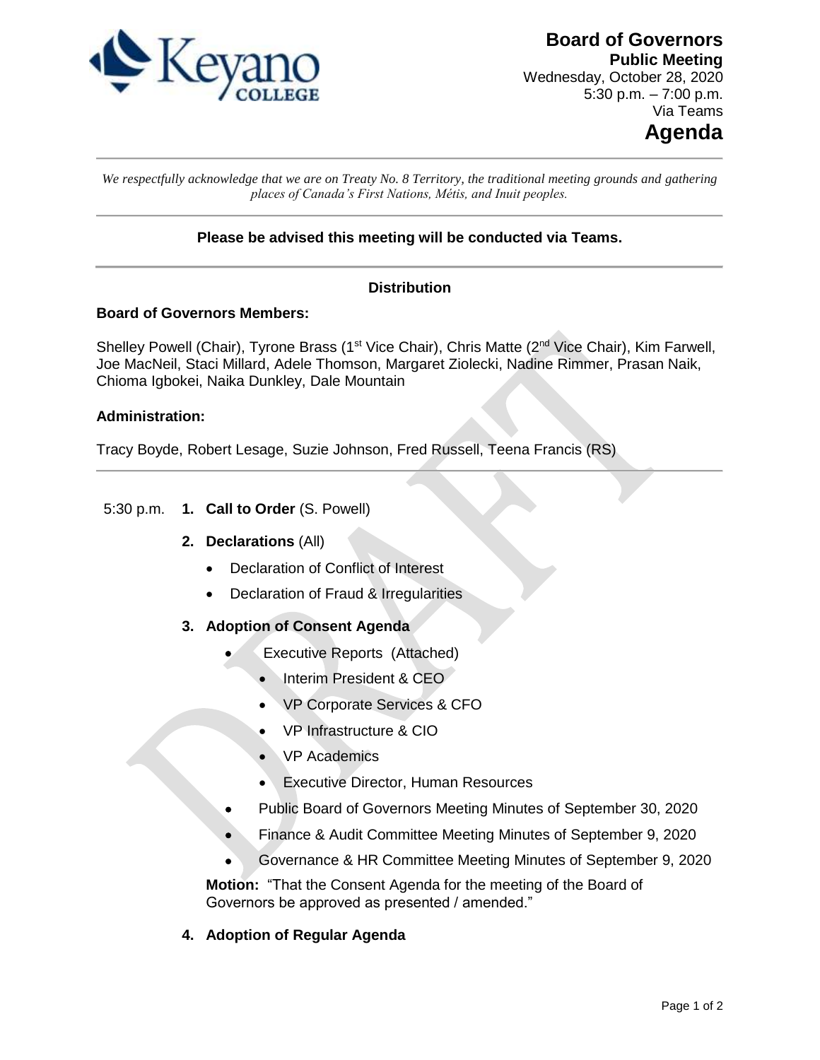# Board of Governors

**Public Meeting**

Wednesday, October 28, 2020

5:30 p.m. – 7:00 p.m.

Via Teams

# Agenda

*We respectfully acknowledge that we are on Treaty No. 8 Territory, the traditional meeting grounds and gathering places of Canada's First Nations, Métis, and Inuit peoples.*

**Please be advised this meeting will be conducted via Teams.**

**Distribution**

**Board of Governors Members:**

Shelley Powell (Chair), Tyrone Brass (1st Vice Chair), Chris Matte (2nd Vice Chair), Kim Farwell, Joe MacNeil, Staci Millard, Adele Thomson, Margaret Ziolecki, Nadine Rimmer, Prasan Naik, Chioma Igbokei, Naika Dunkley, Dale Mountain

**Administration:**

Tracy Boyde, Robert Lesage, Suzie Johnson, Fred Russell, Teena Francis (RS)

5:30 p.m. **1. Call to Order** (S. Powell)

**2. Declarations** (All)

- Declaration of Conflict of Interest
- Declaration of Fraud & Irregularities

**3. Adoption of Consent Agenda**

- Executive Reports (Attached)
  - Interim President & CEO
  - VP Corporate Services & CFO
  - VP Infrastructure & CIO
  - VP Academics
  - Executive Director, Human Resources
- Public Board of Governors Meeting Minutes of September 30, 2020
- Finance & Audit Committee Meeting Minutes of September 9, 2020
- Governance & HR Committee Meeting Minutes of September 9, 2020

**Motion:** "That the Consent Agenda for the meeting of the Board of Governors be approved as presented / amended."

**4. Adoption of Regular Agenda**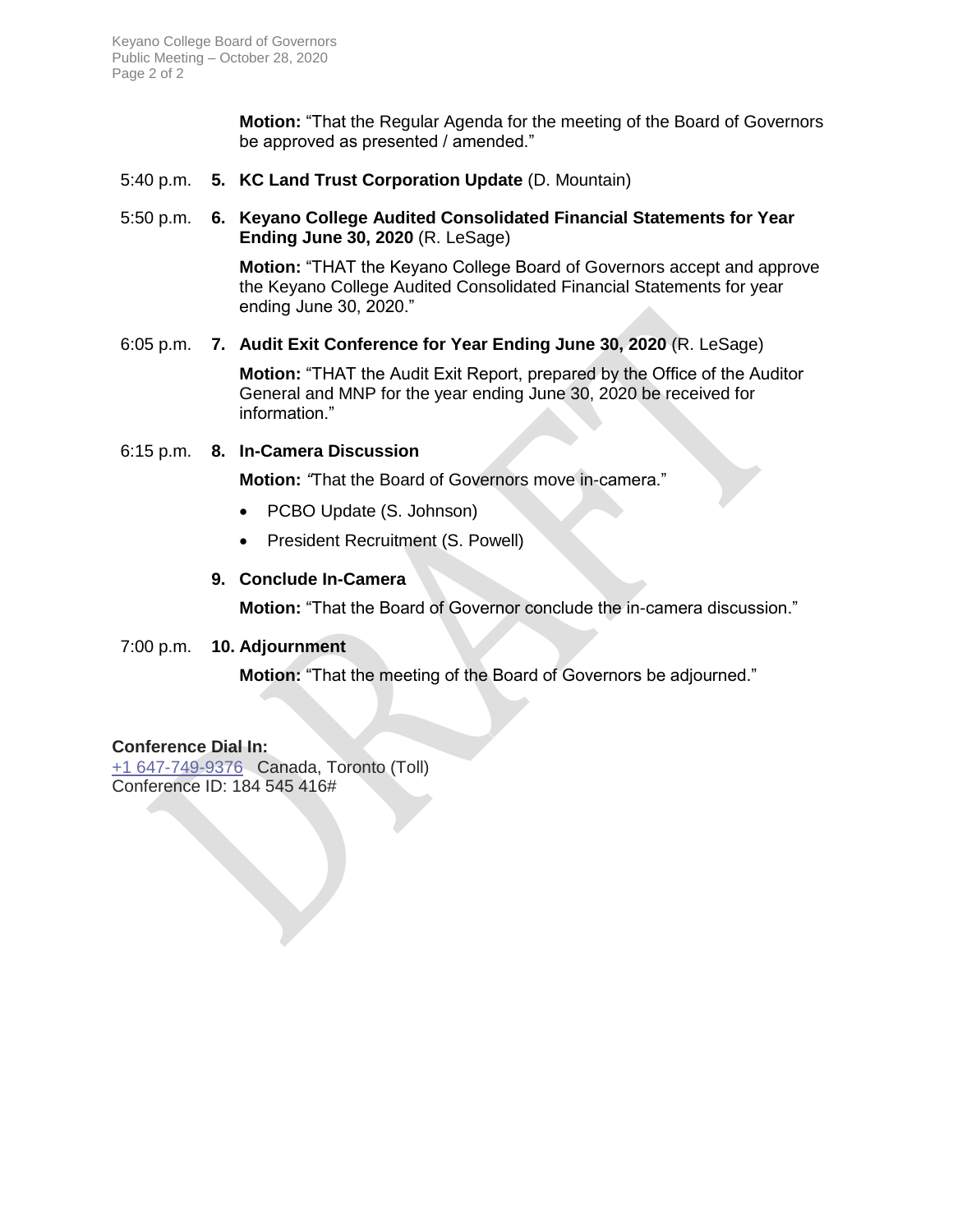**Motion:** "That the Regular Agenda for the meeting of the Board of Governors be approved as presented / amended."

5:40 p.m. **5. KC Land Trust Corporation Update** (D. Mountain)

5:50 p.m. **6. Keyano College Audited Consolidated Financial Statements for Year Ending June 30, 2020** (R. LeSage)

**Motion:** "THAT the Keyano College Board of Governors accept and approve the Keyano College Audited Consolidated Financial Statements for year ending June 30, 2020."

6:05 p.m. **7. Audit Exit Conference for Year Ending June 30, 2020** (R. LeSage)

**Motion:** "THAT the Audit Exit Report, prepared by the Office of the Auditor General and MNP for the year ending June 30, 2020 be received for information."

6:15 p.m. **8. In-Camera Discussion**

**Motion:** "That the Board of Governors move in-camera."

- PCBO Update (S. Johnson)
- President Recruitment (S. Powell)

**9. Conclude In-Camera**

**Motion:** "That the Board of Governor conclude the in-camera discussion."

7:00 p.m. **10. Adjournment**

**Motion:** "That the meeting of the Board of Governors be adjourned."

**Conference Dial In:**
+1 647-749-9376 Canada, Toronto (Toll)
Conference ID: 184 545 416#

DRAFT